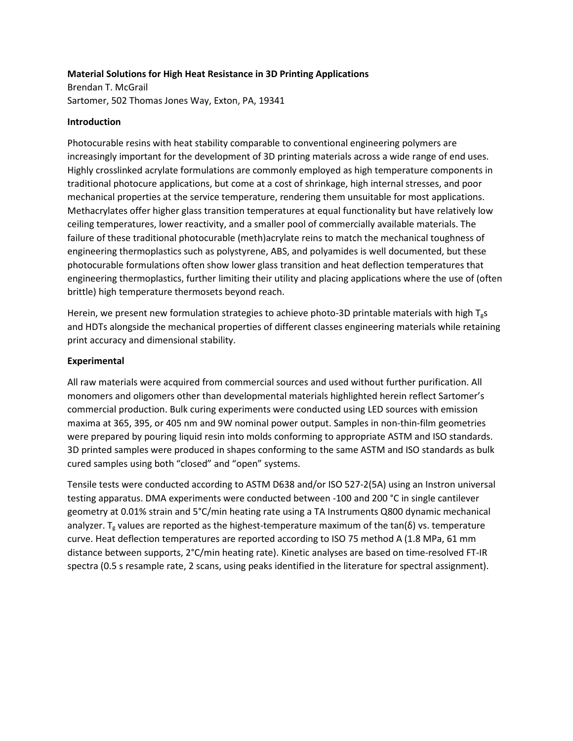# Material Solutions for High Heat Resistance in 3D Printing Applications

Brendan T. McGrail

Sartomer, 502 Thomas Jones Way, Exton, PA, 19341

## Introduction

Photocurable resins with heat stability comparable to conventional engineering polymers are increasingly important for the development of 3D printing materials across a wide range of end uses. Highly crosslinked acrylate formulations are commonly employed as high temperature components in traditional photocure applications, but come at a cost of shrinkage, high internal stresses, and poor mechanical properties at the service temperature, rendering them unsuitable for most applications. Methacrylates offer higher glass transition temperatures at equal functionality but have relatively low ceiling temperatures, lower reactivity, and a smaller pool of commercially available materials. The failure of these traditional photocurable (meth)acrylate reins to match the mechanical toughness of engineering thermoplastics such as polystyrene, ABS, and polyamides is well documented, but these photocurable formulations often show lower glass transition and heat deflection temperatures that engineering thermoplastics, further limiting their utility and placing applications where the use of (often brittle) high temperature thermosets beyond reach.

Herein, we present new formulation strategies to achieve photo-3D printable materials with high $T_g$s and HDTs alongside the mechanical properties of different classes engineering materials while retaining print accuracy and dimensional stability.

## Experimental

All raw materials were acquired from commercial sources and used without further purification. All monomers and oligomers other than developmental materials highlighted herein reflect Sartomer's commercial production. Bulk curing experiments were conducted using LED sources with emission maxima at 365, 395, or 405 nm and 9W nominal power output. Samples in non-thin-film geometries were prepared by pouring liquid resin into molds conforming to appropriate ASTM and ISO standards. 3D printed samples were produced in shapes conforming to the same ASTM and ISO standards as bulk cured samples using both "closed" and "open" systems.

Tensile tests were conducted according to ASTM D638 and/or ISO 527-2(5A) using an Instron universal testing apparatus. DMA experiments were conducted between -100 and 200 °C in single cantilever geometry at 0.01% strain and 5°C/min heating rate using a TA Instruments Q800 dynamic mechanical analyzer. $T_g$ values are reported as the highest-temperature maximum of the tan(δ) vs. temperature curve. Heat deflection temperatures are reported according to ISO 75 method A (1.8 MPa, 61 mm distance between supports, 2°C/min heating rate). Kinetic analyses are based on time-resolved FT-IR spectra (0.5 s resample rate, 2 scans, using peaks identified in the literature for spectral assignment).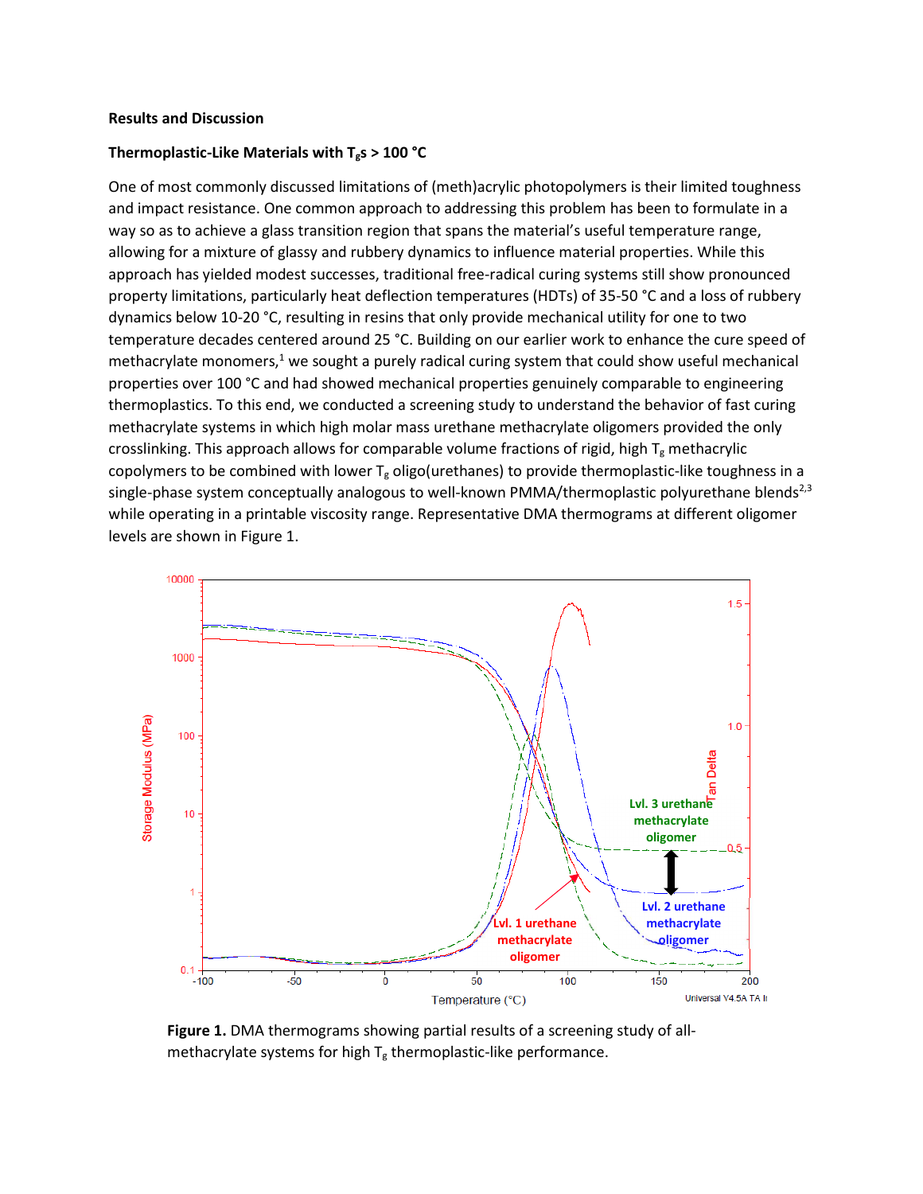**Results and Discussion**

**Thermoplastic-Like Materials with $T_g$s > 100 °C**

One of most commonly discussed limitations of (meth)acrylic photopolymers is their limited toughness and impact resistance. One common approach to addressing this problem has been to formulate in a way so as to achieve a glass transition region that spans the material's useful temperature range, allowing for a mixture of glassy and rubbery dynamics to influence material properties. While this approach has yielded modest successes, traditional free-radical curing systems still show pronounced property limitations, particularly heat deflection temperatures (HDTs) of 35-50 °C and a loss of rubbery dynamics below 10-20 °C, resulting in resins that only provide mechanical utility for one to two temperature decades centered around 25 °C. Building on our earlier work to enhance the cure speed of methacrylate monomers,[1] we sought a purely radical curing system that could show useful mechanical properties over 100 °C and had showed mechanical properties genuinely comparable to engineering thermoplastics. To this end, we conducted a screening study to understand the behavior of fast curing methacrylate systems in which high molar mass urethane methacrylate oligomers provided the only crosslinking. This approach allows for comparable volume fractions of rigid, high $T_g$ methacrylic copolymers to be combined with lower $T_g$ oligo(urethanes) to provide thermoplastic-like toughness in a single-phase system conceptually analogous to well-known PMMA/thermoplastic polyurethane blends[2,3] while operating in a printable viscosity range. Representative DMA thermograms at different oligomer levels are shown in Figure 1.

**Figure 1.** DMA thermograms showing partial results of a screening study of all-methacrylate systems for high $T_g$ thermoplastic-like performance.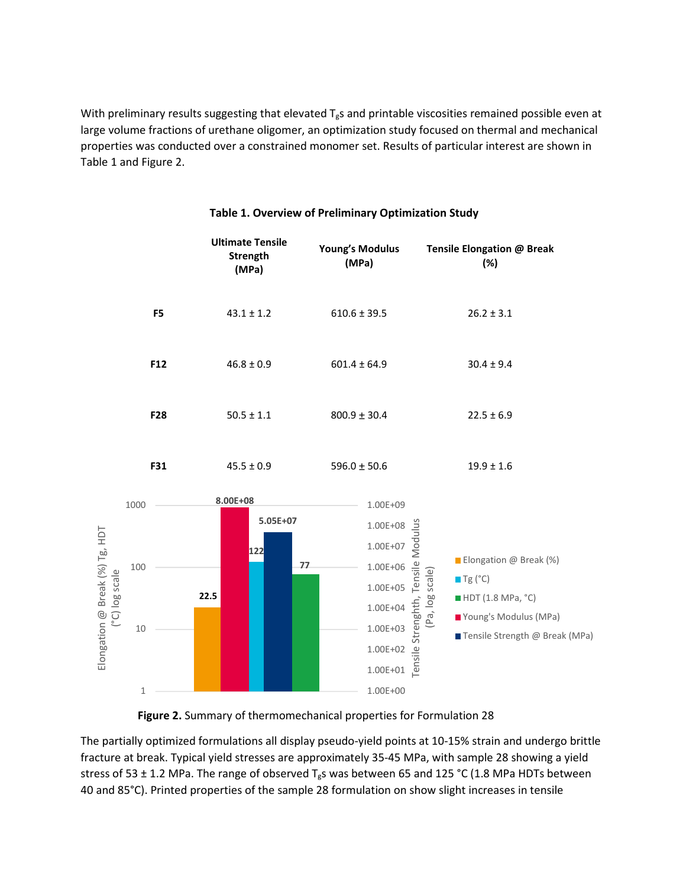With preliminary results suggesting that elevated $T_g$s and printable viscosities remained possible even at large volume fractions of urethane oligomer, an optimization study focused on thermal and mechanical properties was conducted over a constrained monomer set. Results of particular interest are shown in Table 1 and Figure 2.

**Table 1. Overview of Preliminary Optimization Study**

| | Ultimate Tensile Strength (MPa) | Young's Modulus (MPa) | Tensile Elongation @ Break (%) |
|---|---|---|---|
| **F5** | 43.1 ± 1.2 | 610.6 ± 39.5 | 26.2 ± 3.1 |
| **F12** | 46.8 ± 0.9 | 601.4 ± 64.9 | 30.4 ± 9.4 |
| **F28** | 50.5 ± 1.1 | 800.9 ± 30.4 | 22.5 ± 6.9 |
| **F31** | 45.5 ± 0.9 | 596.0 ± 50.6 | 19.9 ± 1.6 |

**Figure 2.** Summary of thermomechanical properties for Formulation 28

The partially optimized formulations all display pseudo-yield points at 10-15% strain and undergo brittle fracture at break. Typical yield stresses are approximately 35-45 MPa, with sample 28 showing a yield stress of 53 ± 1.2 MPa. The range of observed $T_g$s was between 65 and 125 °C (1.8 MPa HDTs between 40 and 85°C). Printed properties of the sample 28 formulation on show slight increases in tensile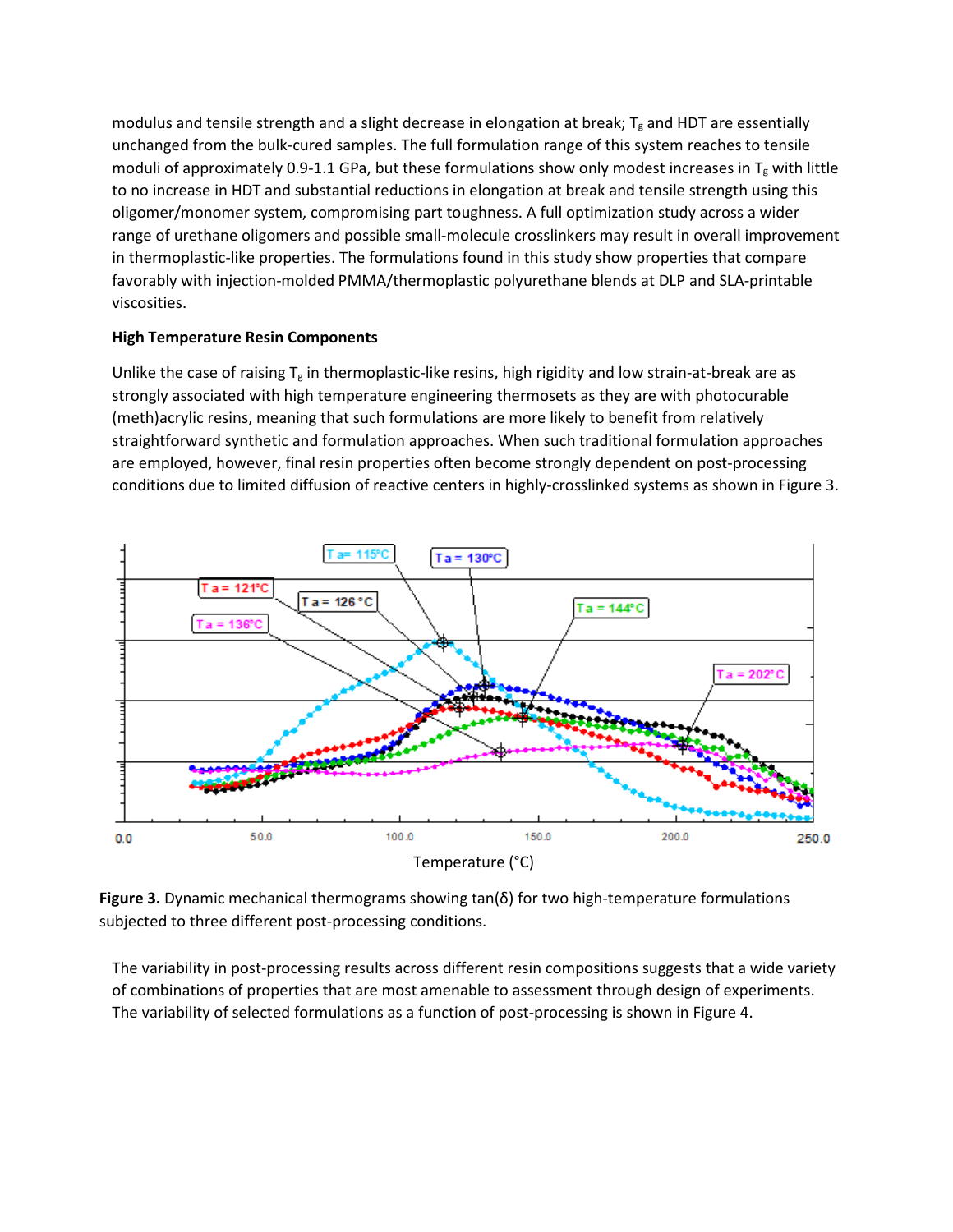modulus and tensile strength and a slight decrease in elongation at break; $T_g$ and HDT are essentially unchanged from the bulk-cured samples. The full formulation range of this system reaches to tensile moduli of approximately 0.9-1.1 GPa, but these formulations show only modest increases in $T_g$ with little to no increase in HDT and substantial reductions in elongation at break and tensile strength using this oligomer/monomer system, compromising part toughness. A full optimization study across a wider range of urethane oligomers and possible small-molecule crosslinkers may result in overall improvement in thermoplastic-like properties. The formulations found in this study show properties that compare favorably with injection-molded PMMA/thermoplastic polyurethane blends at DLP and SLA-printable viscosities.

**High Temperature Resin Components**

Unlike the case of raising $T_g$ in thermoplastic-like resins, high rigidity and low strain-at-break are as strongly associated with high temperature engineering thermosets as they are with photocurable (meth)acrylic resins, meaning that such formulations are more likely to benefit from relatively straightforward synthetic and formulation approaches. When such traditional formulation approaches are employed, however, final resin properties often become strongly dependent on post-processing conditions due to limited diffusion of reactive centers in highly-crosslinked systems as shown in Figure 3.

**Figure 3.** Dynamic mechanical thermograms showing tan(δ) for two high-temperature formulations subjected to three different post-processing conditions.

The variability in post-processing results across different resin compositions suggests that a wide variety of combinations of properties that are most amenable to assessment through design of experiments. The variability of selected formulations as a function of post-processing is shown in Figure 4.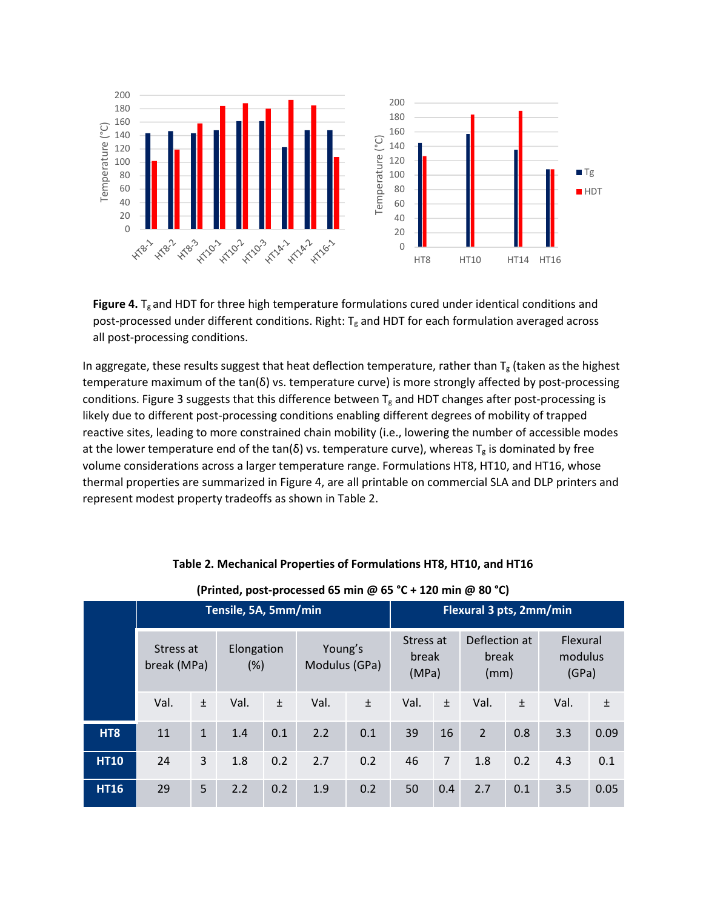**Figure 4.** $T_g$ and HDT for three high temperature formulations cured under identical conditions and post-processed under different conditions. Right: $T_g$ and HDT for each formulation averaged across all post-processing conditions.

In aggregate, these results suggest that heat deflection temperature, rather than $T_g$ (taken as the highest temperature maximum of the tan(δ) vs. temperature curve) is more strongly affected by post-processing conditions. Figure 3 suggests that this difference between $T_g$ and HDT changes after post-processing is likely due to different post-processing conditions enabling different degrees of mobility of trapped reactive sites, leading to more constrained chain mobility (i.e., lowering the number of accessible modes at the lower temperature end of the tan(δ) vs. temperature curve), whereas $T_g$ is dominated by free volume considerations across a larger temperature range. Formulations HT8, HT10, and HT16, whose thermal properties are summarized in Figure 4, are all printable on commercial SLA and DLP printers and represent modest property tradeoffs as shown in Table 2.

**Table 2. Mechanical Properties of Formulations HT8, HT10, and HT16**

**(Printed, post-processed 65 min @ 65 °C + 120 min @ 80 °C)**

| | Tensile, 5A, 5mm/min | | | | | | Flexural 3 pts, 2mm/min | | | | | |
|---|---|---|---|---|---|---|---|---|---|---|---|---|
| | Stress at break (MPa) | | Elongation (%) | | Young's Modulus (GPa) | | Stress at break (MPa) | | Deflection at break (mm) | | Flexural modulus (GPa) | |
| | Val. | ± | Val. | ± | Val. | ± | Val. | ± | Val. | ± | Val. | ± |
| **HT8** | 11 | 1 | 1.4 | 0.1 | 2.2 | 0.1 | 39 | 16 | 2 | 0.8 | 3.3 | 0.09 |
| **HT10** | 24 | 3 | 1.8 | 0.2 | 2.7 | 0.2 | 46 | 7 | 1.8 | 0.2 | 4.3 | 0.1 |
| **HT16** | 29 | 5 | 2.2 | 0.2 | 1.9 | 0.2 | 50 | 0.4 | 2.7 | 0.1 | 3.5 | 0.05 |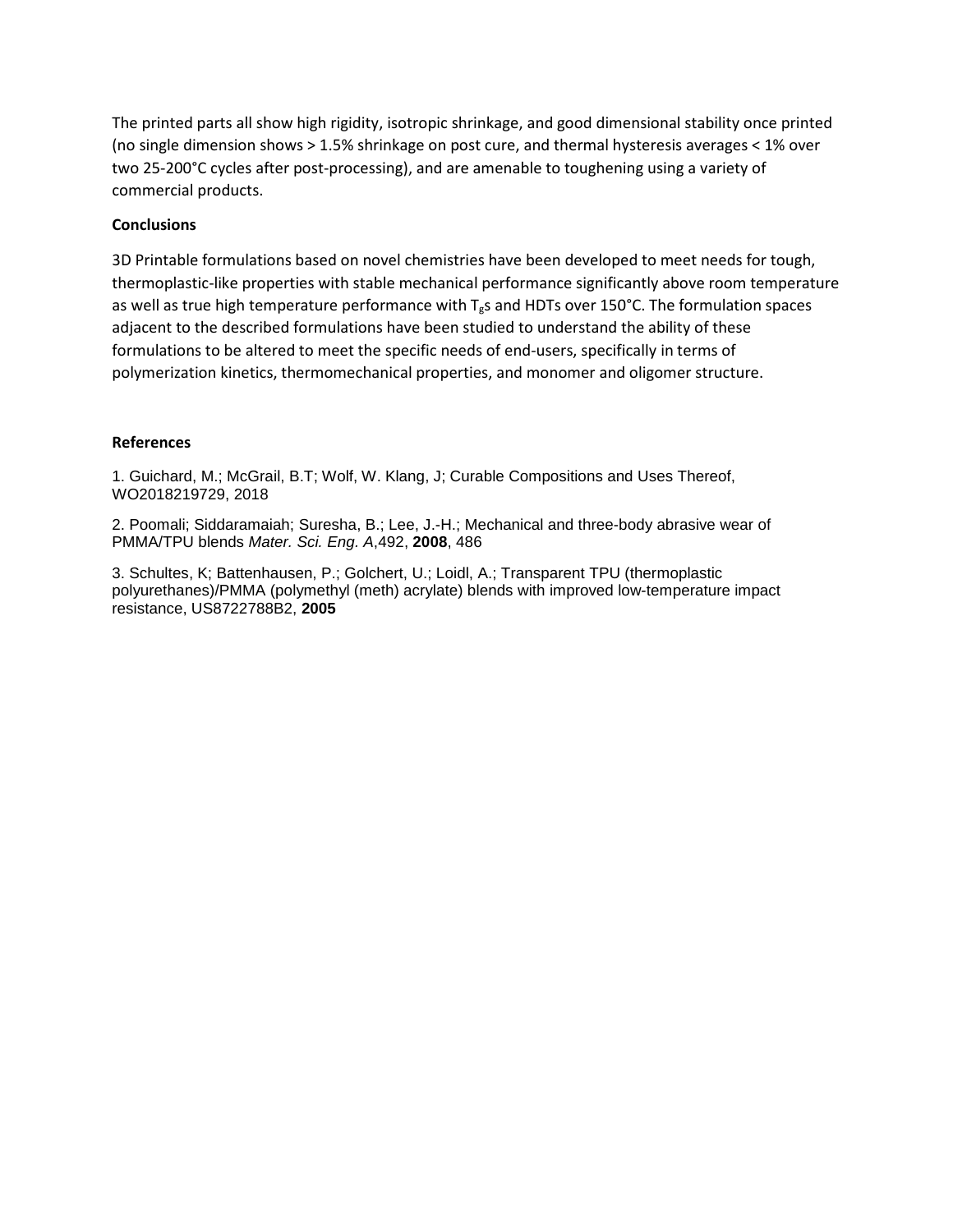The printed parts all show high rigidity, isotropic shrinkage, and good dimensional stability once printed (no single dimension shows > 1.5% shrinkage on post cure, and thermal hysteresis averages < 1% over two 25-200°C cycles after post-processing), and are amenable to toughening using a variety of commercial products.

**Conclusions**

3D Printable formulations based on novel chemistries have been developed to meet needs for tough, thermoplastic-like properties with stable mechanical performance significantly above room temperature as well as true high temperature performance with $T_g$s and HDTs over 150°C. The formulation spaces adjacent to the described formulations have been studied to understand the ability of these formulations to be altered to meet the specific needs of end-users, specifically in terms of polymerization kinetics, thermomechanical properties, and monomer and oligomer structure.

**References**

1. Guichard, M.; McGrail, B.T; Wolf, W. Klang, J; Curable Compositions and Uses Thereof, WO2018219729, 2018

2. Poomali; Siddaramaiah; Suresha, B.; Lee, J.-H.; Mechanical and three-body abrasive wear of PMMA/TPU blends *Mater. Sci. Eng. A*,492, **2008**, 486

3. Schultes, K; Battenhausen, P.; Golchert, U.; Loidl, A.; Transparent TPU (thermoplastic polyurethanes)/PMMA (polymethyl (meth) acrylate) blends with improved low-temperature impact resistance, US8722788B2, **2005**